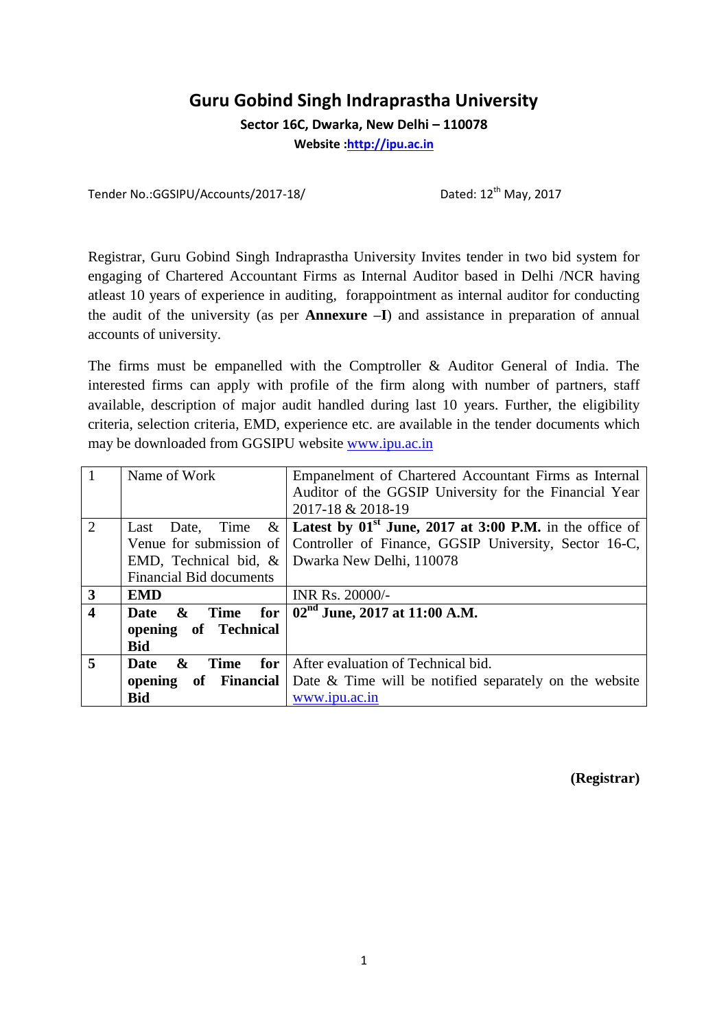# Guru Gobind Singh Indraprastha University

**Sector 16C, Dwarka, New Delhi – 110078**

**Website :http://ipu.ac.in**

Tender No.:GGSIPU/Accounts/2017-18/ Dated: 12th May, 2017

Registrar, Guru Gobind Singh Indraprastha University Invites tender in two bid system for engaging of Chartered Accountant Firms as Internal Auditor based in Delhi /NCR having atleast 10 years of experience in auditing, forappointment as internal auditor for conducting the audit of the university (as per **Annexure –I**) and assistance in preparation of annual accounts of university.

The firms must be empanelled with the Comptroller & Auditor General of India. The interested firms can apply with profile of the firm along with number of partners, staff available, description of major audit handled during last 10 years. Further, the eligibility criteria, selection criteria, EMD, experience etc. are available in the tender documents which may be downloaded from GGSIPU website www.ipu.ac.in

| | | |
|---|---|---|
| 1 | Name of Work | Empanelment of Chartered Accountant Firms as Internal Auditor of the GGSIP University for the Financial Year 2017-18 & 2018-19 |
| 2 | Last Date, Time & Venue for submission of EMD, Technical bid, & Financial Bid documents | **Latest by 01st June, 2017 at 3:00 P.M.** in the office of Controller of Finance, GGSIP University, Sector 16-C, Dwarka New Delhi, 110078 |
| **3** | **EMD** | INR Rs. 20000/- |
| **4** | **Date & Time for opening of Technical Bid** | **02nd June, 2017 at 11:00 A.M.** |
| **5** | **Date & Time for opening of Financial Bid** | After evaluation of Technical bid. Date & Time will be notified separately on the website www.ipu.ac.in |

**(Registrar)**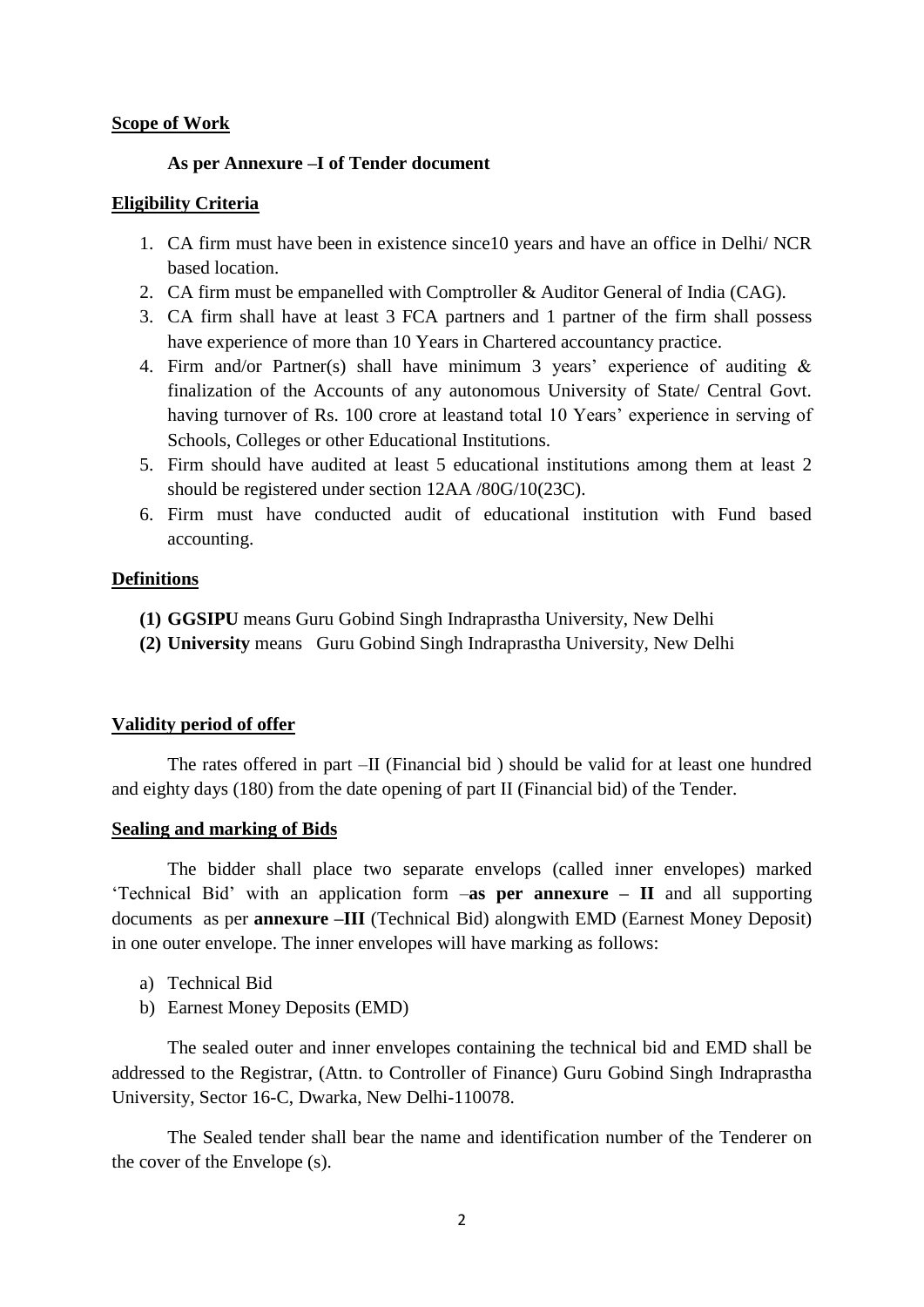**Scope of Work**

**As per Annexure –I of Tender document**

**Eligibility Criteria**

1. CA firm must have been in existence since10 years and have an office in Delhi/ NCR based location.
2. CA firm must be empanelled with Comptroller & Auditor General of India (CAG).
3. CA firm shall have at least 3 FCA partners and 1 partner of the firm shall possess have experience of more than 10 Years in Chartered accountancy practice.
4. Firm and/or Partner(s) shall have minimum 3 years' experience of auditing & finalization of the Accounts of any autonomous University of State/ Central Govt. having turnover of Rs. 100 crore at leastand total 10 Years' experience in serving of Schools, Colleges or other Educational Institutions.
5. Firm should have audited at least 5 educational institutions among them at least 2 should be registered under section 12AA /80G/10(23C).
6. Firm must have conducted audit of educational institution with Fund based accounting.

**Definitions**

**(1) GGSIPU** means Guru Gobind Singh Indraprastha University, New Delhi

**(2) University** means Guru Gobind Singh Indraprastha University, New Delhi

**Validity period of offer**

The rates offered in part –II (Financial bid ) should be valid for at least one hundred and eighty days (180) from the date opening of part II (Financial bid) of the Tender.

**Sealing and marking of Bids**

The bidder shall place two separate envelops (called inner envelopes) marked 'Technical Bid' with an application form –**as per annexure – II** and all supporting documents as per **annexure –III** (Technical Bid) alongwith EMD (Earnest Money Deposit) in one outer envelope. The inner envelopes will have marking as follows:

a) Technical Bid
b) Earnest Money Deposits (EMD)

The sealed outer and inner envelopes containing the technical bid and EMD shall be addressed to the Registrar, (Attn. to Controller of Finance) Guru Gobind Singh Indraprastha University, Sector 16-C, Dwarka, New Delhi-110078.

The Sealed tender shall bear the name and identification number of the Tenderer on the cover of the Envelope (s).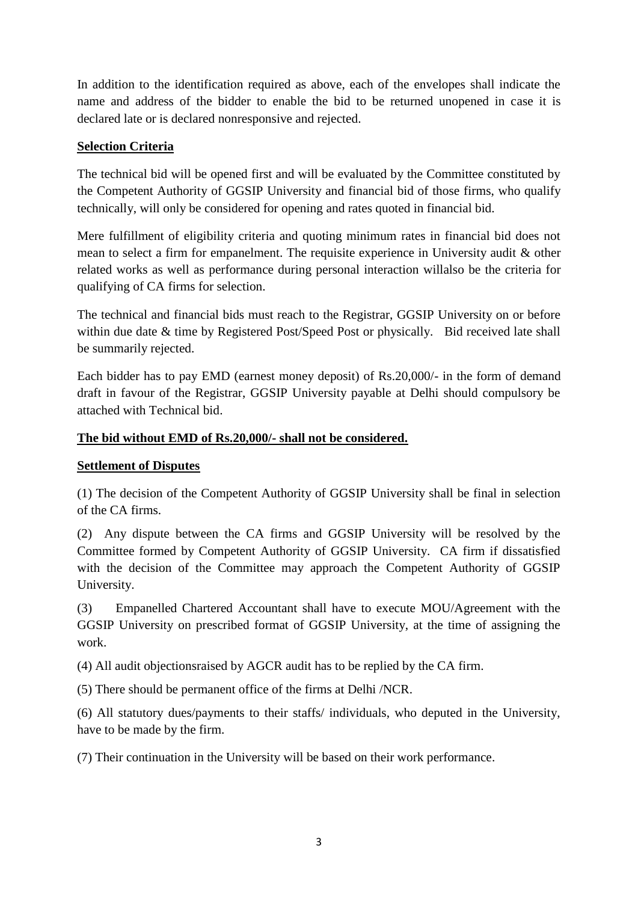In addition to the identification required as above, each of the envelopes shall indicate the name and address of the bidder to enable the bid to be returned unopened in case it is declared late or is declared nonresponsive and rejected.

**Selection Criteria**

The technical bid will be opened first and will be evaluated by the Committee constituted by the Competent Authority of GGSIP University and financial bid of those firms, who qualify technically, will only be considered for opening and rates quoted in financial bid.

Mere fulfillment of eligibility criteria and quoting minimum rates in financial bid does not mean to select a firm for empanelment. The requisite experience in University audit & other related works as well as performance during personal interaction willalso be the criteria for qualifying of CA firms for selection.

The technical and financial bids must reach to the Registrar, GGSIP University on or before within due date & time by Registered Post/Speed Post or physically. Bid received late shall be summarily rejected.

Each bidder has to pay EMD (earnest money deposit) of Rs.20,000/- in the form of demand draft in favour of the Registrar, GGSIP University payable at Delhi should compulsory be attached with Technical bid.

**The bid without EMD of Rs.20,000/- shall not be considered.**

**Settlement of Disputes**

(1) The decision of the Competent Authority of GGSIP University shall be final in selection of the CA firms.

(2) Any dispute between the CA firms and GGSIP University will be resolved by the Committee formed by Competent Authority of GGSIP University. CA firm if dissatisfied with the decision of the Committee may approach the Competent Authority of GGSIP University.

(3) Empanelled Chartered Accountant shall have to execute MOU/Agreement with the GGSIP University on prescribed format of GGSIP University, at the time of assigning the work.

(4) All audit objectionsraised by AGCR audit has to be replied by the CA firm.

(5) There should be permanent office of the firms at Delhi /NCR.

(6) All statutory dues/payments to their staffs/ individuals, who deputed in the University, have to be made by the firm.

(7) Their continuation in the University will be based on their work performance.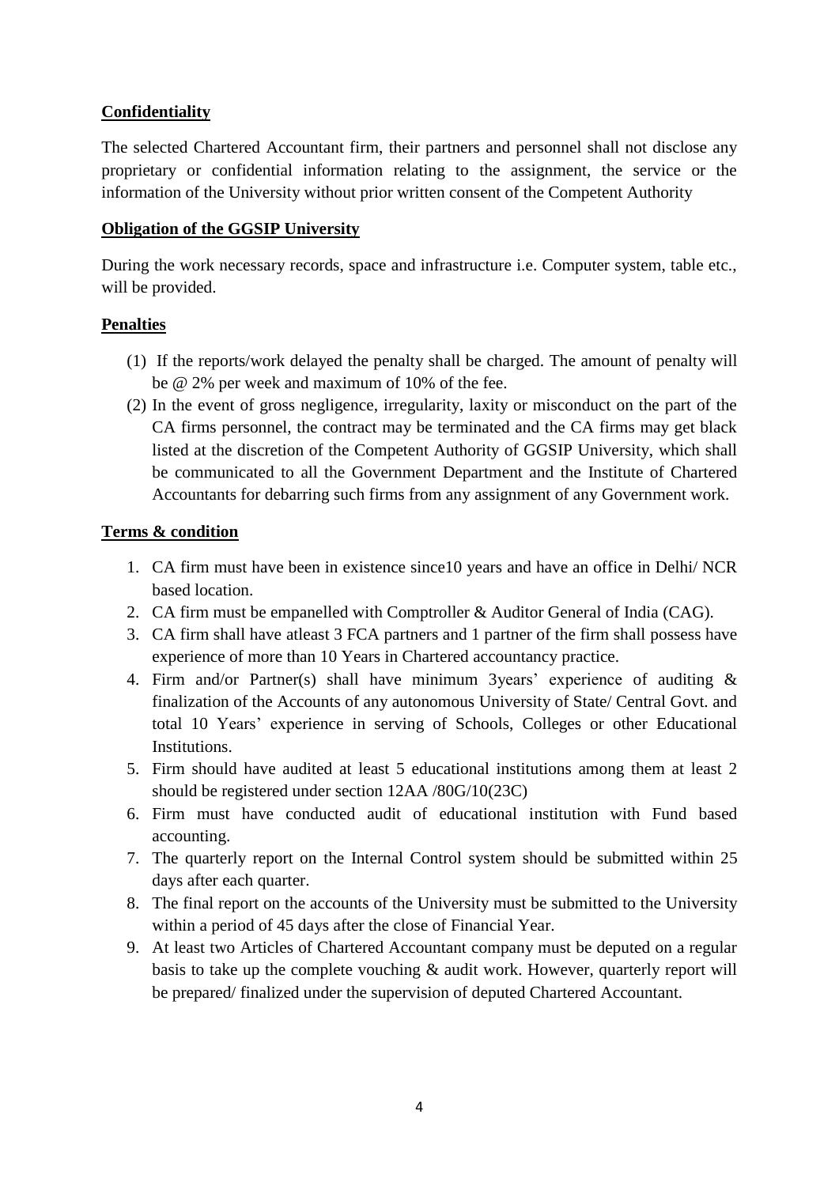**Confidentiality**

The selected Chartered Accountant firm, their partners and personnel shall not disclose any proprietary or confidential information relating to the assignment, the service or the information of the University without prior written consent of the Competent Authority

**Obligation of the GGSIP University**

During the work necessary records, space and infrastructure i.e. Computer system, table etc., will be provided.

**Penalties**

(1) If the reports/work delayed the penalty shall be charged. The amount of penalty will be @ 2% per week and maximum of 10% of the fee.
(2) In the event of gross negligence, irregularity, laxity or misconduct on the part of the CA firms personnel, the contract may be terminated and the CA firms may get black listed at the discretion of the Competent Authority of GGSIP University, which shall be communicated to all the Government Department and the Institute of Chartered Accountants for debarring such firms from any assignment of any Government work.

**Terms & condition**

1. CA firm must have been in existence since10 years and have an office in Delhi/ NCR based location.
2. CA firm must be empanelled with Comptroller & Auditor General of India (CAG).
3. CA firm shall have atleast 3 FCA partners and 1 partner of the firm shall possess have experience of more than 10 Years in Chartered accountancy practice.
4. Firm and/or Partner(s) shall have minimum 3years' experience of auditing & finalization of the Accounts of any autonomous University of State/ Central Govt. and total 10 Years' experience in serving of Schools, Colleges or other Educational Institutions.
5. Firm should have audited at least 5 educational institutions among them at least 2 should be registered under section 12AA /80G/10(23C)
6. Firm must have conducted audit of educational institution with Fund based accounting.
7. The quarterly report on the Internal Control system should be submitted within 25 days after each quarter.
8. The final report on the accounts of the University must be submitted to the University within a period of 45 days after the close of Financial Year.
9. At least two Articles of Chartered Accountant company must be deputed on a regular basis to take up the complete vouching & audit work. However, quarterly report will be prepared/ finalized under the supervision of deputed Chartered Accountant.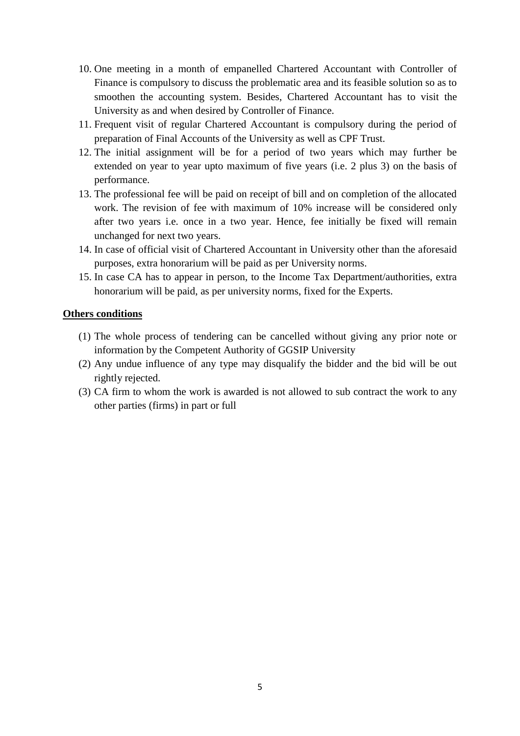10. One meeting in a month of empanelled Chartered Accountant with Controller of Finance is compulsory to discuss the problematic area and its feasible solution so as to smoothen the accounting system. Besides, Chartered Accountant has to visit the University as and when desired by Controller of Finance.
11. Frequent visit of regular Chartered Accountant is compulsory during the period of preparation of Final Accounts of the University as well as CPF Trust.
12. The initial assignment will be for a period of two years which may further be extended on year to year upto maximum of five years (i.e. 2 plus 3) on the basis of performance.
13. The professional fee will be paid on receipt of bill and on completion of the allocated work. The revision of fee with maximum of 10% increase will be considered only after two years i.e. once in a two year. Hence, fee initially be fixed will remain unchanged for next two years.
14. In case of official visit of Chartered Accountant in University other than the aforesaid purposes, extra honorarium will be paid as per University norms.
15. In case CA has to appear in person, to the Income Tax Department/authorities, extra honorarium will be paid, as per university norms, fixed for the Experts.

**<u>Others conditions</u>**

(1) The whole process of tendering can be cancelled without giving any prior note or information by the Competent Authority of GGSIP University

(2) Any undue influence of any type may disqualify the bidder and the bid will be out rightly rejected.

(3) CA firm to whom the work is awarded is not allowed to sub contract the work to any other parties (firms) in part or full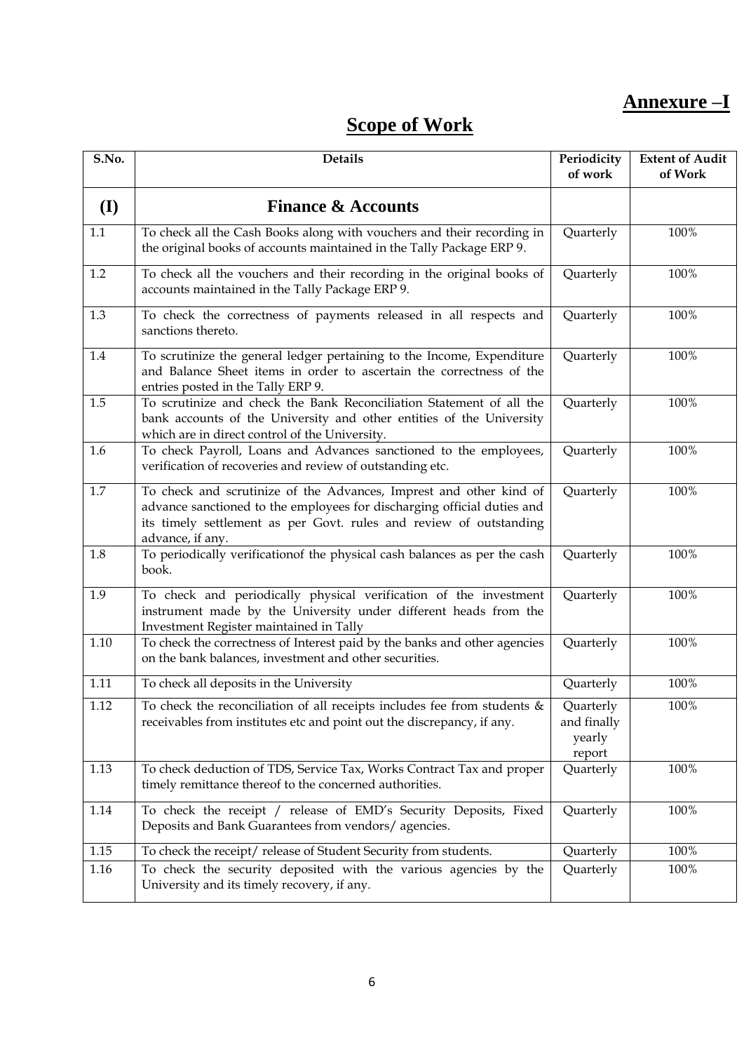**Annexure –I**

# Scope of Work

| S.No. | Details | Periodicity of work | Extent of Audit of Work |
|---|---|---|---|
| **(I)** | **Finance & Accounts** | | |
| 1.1 | To check all the Cash Books along with vouchers and their recording in the original books of accounts maintained in the Tally Package ERP 9. | Quarterly | 100% |
| 1.2 | To check all the vouchers and their recording in the original books of accounts maintained in the Tally Package ERP 9. | Quarterly | 100% |
| 1.3 | To check the correctness of payments released in all respects and sanctions thereto. | Quarterly | 100% |
| 1.4 | To scrutinize the general ledger pertaining to the Income, Expenditure and Balance Sheet items in order to ascertain the correctness of the entries posted in the Tally ERP 9. | Quarterly | 100% |
| 1.5 | To scrutinize and check the Bank Reconciliation Statement of all the bank accounts of the University and other entities of the University which are in direct control of the University. | Quarterly | 100% |
| 1.6 | To check Payroll, Loans and Advances sanctioned to the employees, verification of recoveries and review of outstanding etc. | Quarterly | 100% |
| 1.7 | To check and scrutinize of the Advances, Imprest and other kind of advance sanctioned to the employees for discharging official duties and its timely settlement as per Govt. rules and review of outstanding advance, if any. | Quarterly | 100% |
| 1.8 | To periodically verificationof the physical cash balances as per the cash book. | Quarterly | 100% |
| 1.9 | To check and periodically physical verification of the investment instrument made by the University under different heads from the Investment Register maintained in Tally | Quarterly | 100% |
| 1.10 | To check the correctness of Interest paid by the banks and other agencies on the bank balances, investment and other securities. | Quarterly | 100% |
| 1.11 | To check all deposits in the University | Quarterly | 100% |
| 1.12 | To check the reconciliation of all receipts includes fee from students & receivables from institutes etc and point out the discrepancy, if any. | Quarterly and finally yearly report | 100% |
| 1.13 | To check deduction of TDS, Service Tax, Works Contract Tax and proper timely remittance thereof to the concerned authorities. | Quarterly | 100% |
| 1.14 | To check the receipt / release of EMD's Security Deposits, Fixed Deposits and Bank Guarantees from vendors/ agencies. | Quarterly | 100% |
| 1.15 | To check the receipt/ release of Student Security from students. | Quarterly | 100% |
| 1.16 | To check the security deposited with the various agencies by the University and its timely recovery, if any. | Quarterly | 100% |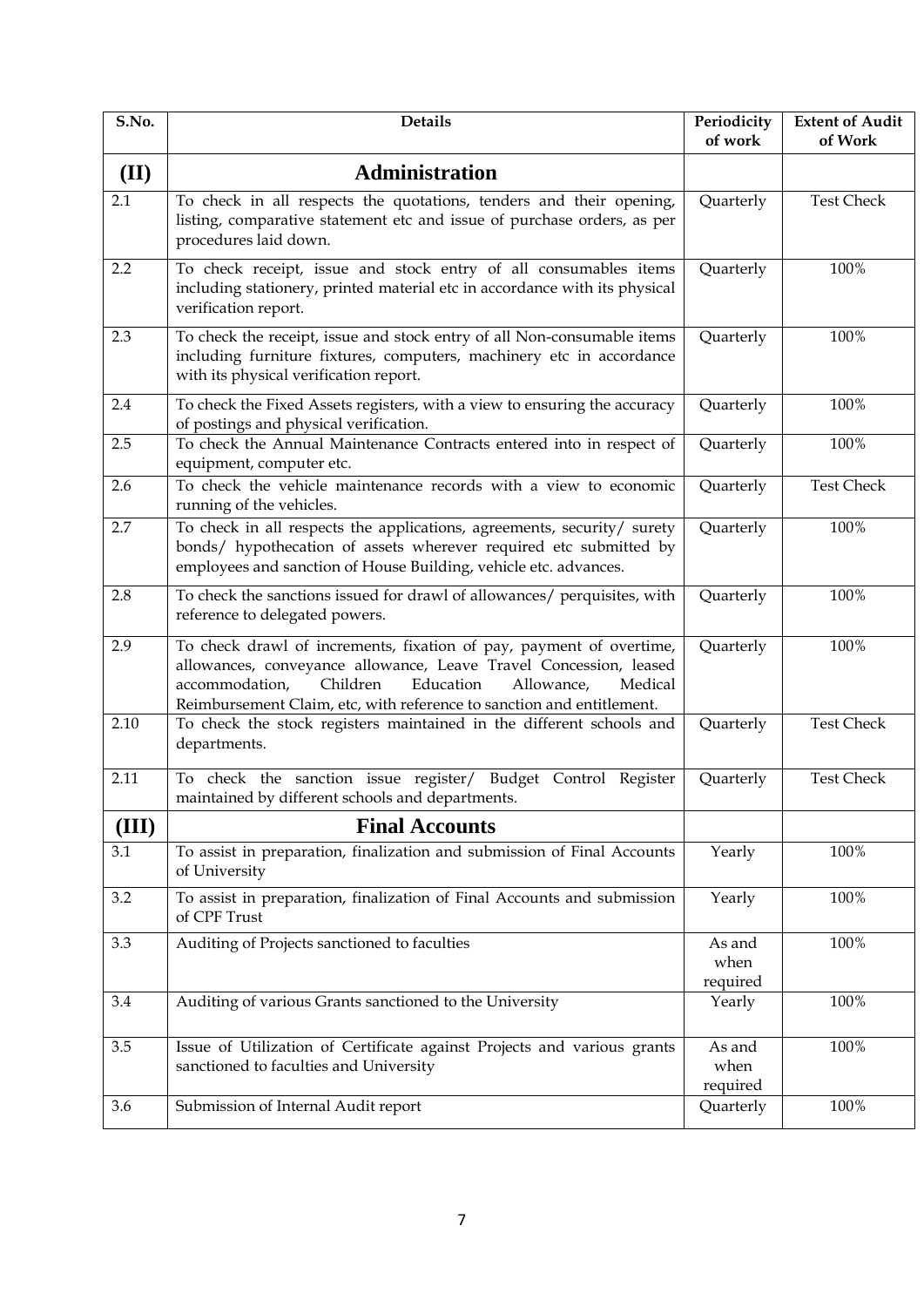| S.No. | Details | Periodicity of work | Extent of Audit of Work |
|---|---|---|---|
| **(II)** | **Administration** | | |
| 2.1 | To check in all respects the quotations, tenders and their opening, listing, comparative statement etc and issue of purchase orders, as per procedures laid down. | Quarterly | Test Check |
| 2.2 | To check receipt, issue and stock entry of all consumables items including stationery, printed material etc in accordance with its physical verification report. | Quarterly | 100% |
| 2.3 | To check the receipt, issue and stock entry of all Non-consumable items including furniture fixtures, computers, machinery etc in accordance with its physical verification report. | Quarterly | 100% |
| 2.4 | To check the Fixed Assets registers, with a view to ensuring the accuracy of postings and physical verification. | Quarterly | 100% |
| 2.5 | To check the Annual Maintenance Contracts entered into in respect of equipment, computer etc. | Quarterly | 100% |
| 2.6 | To check the vehicle maintenance records with a view to economic running of the vehicles. | Quarterly | Test Check |
| 2.7 | To check in all respects the applications, agreements, security/ surety bonds/ hypothecation of assets wherever required etc submitted by employees and sanction of House Building, vehicle etc. advances. | Quarterly | 100% |
| 2.8 | To check the sanctions issued for drawl of allowances/ perquisites, with reference to delegated powers. | Quarterly | 100% |
| 2.9 | To check drawl of increments, fixation of pay, payment of overtime, allowances, conveyance allowance, Leave Travel Concession, leased accommodation, Children Education Allowance, Medical Reimbursement Claim, etc, with reference to sanction and entitlement. | Quarterly | 100% |
| 2.10 | To check the stock registers maintained in the different schools and departments. | Quarterly | Test Check |
| 2.11 | To check the sanction issue register/ Budget Control Register maintained by different schools and departments. | Quarterly | Test Check |
| **(III)** | **Final Accounts** | | |
| 3.1 | To assist in preparation, finalization and submission of Final Accounts of University | Yearly | 100% |
| 3.2 | To assist in preparation, finalization of Final Accounts and submission of CPF Trust | Yearly | 100% |
| 3.3 | Auditing of Projects sanctioned to faculties | As and when required | 100% |
| 3.4 | Auditing of various Grants sanctioned to the University | Yearly | 100% |
| 3.5 | Issue of Utilization of Certificate against Projects and various grants sanctioned to faculties and University | As and when required | 100% |
| 3.6 | Submission of Internal Audit report | Quarterly | 100% |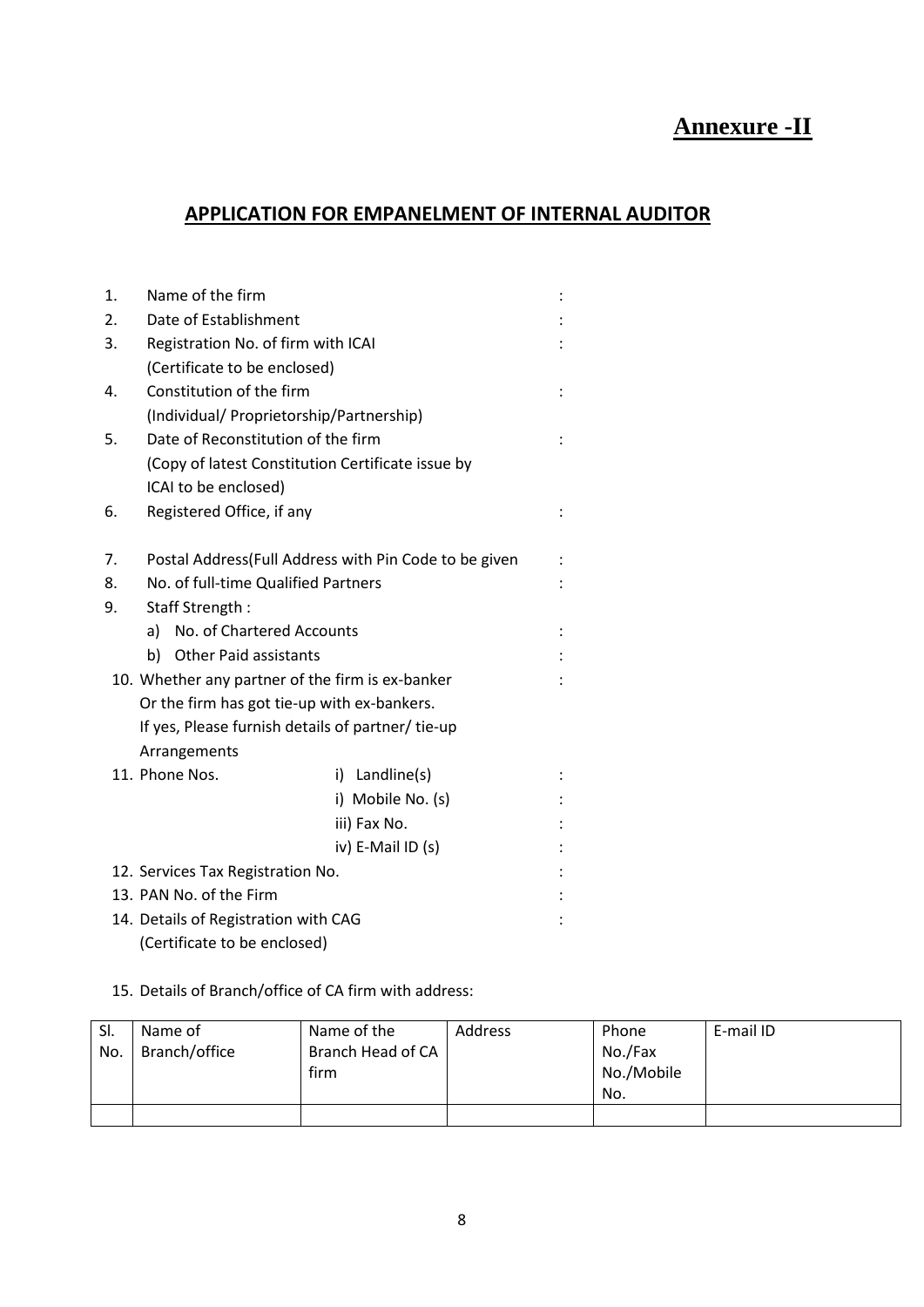# Annexure -II

## APPLICATION FOR EMPANELMENT OF INTERNAL AUDITOR

1. Name of the firm :
2. Date of Establishment :
3. Registration No. of firm with ICAI :
   (Certificate to be enclosed)
4. Constitution of the firm :
   (Individual/ Proprietorship/Partnership)
5. Date of Reconstitution of the firm :
   (Copy of latest Constitution Certificate issue by ICAI to be enclosed)
6. Registered Office, if any :
7. Postal Address(Full Address with Pin Code to be given :
8. No. of full-time Qualified Partners :
9. Staff Strength :
   a) No. of Chartered Accounts :
   b) Other Paid assistants :
10. Whether any partner of the firm is ex-banker :
    Or the firm has got tie-up with ex-bankers.
    If yes, Please furnish details of partner/ tie-up Arrangements
11. Phone Nos.
    i) Landline(s) :
    i) Mobile No. (s) :
    iii) Fax No. :
    iv) E-Mail ID (s) :
12. Services Tax Registration No. :
13. PAN No. of the Firm :
14. Details of Registration with CAG :
    (Certificate to be enclosed)
15. Details of Branch/office of CA firm with address:

| Sl. No. | Name of Branch/office | Name of the Branch Head of CA firm | Address | Phone No./Fax No./Mobile No. | E-mail ID |
|---|---|---|---|---|---|
| | | | | | |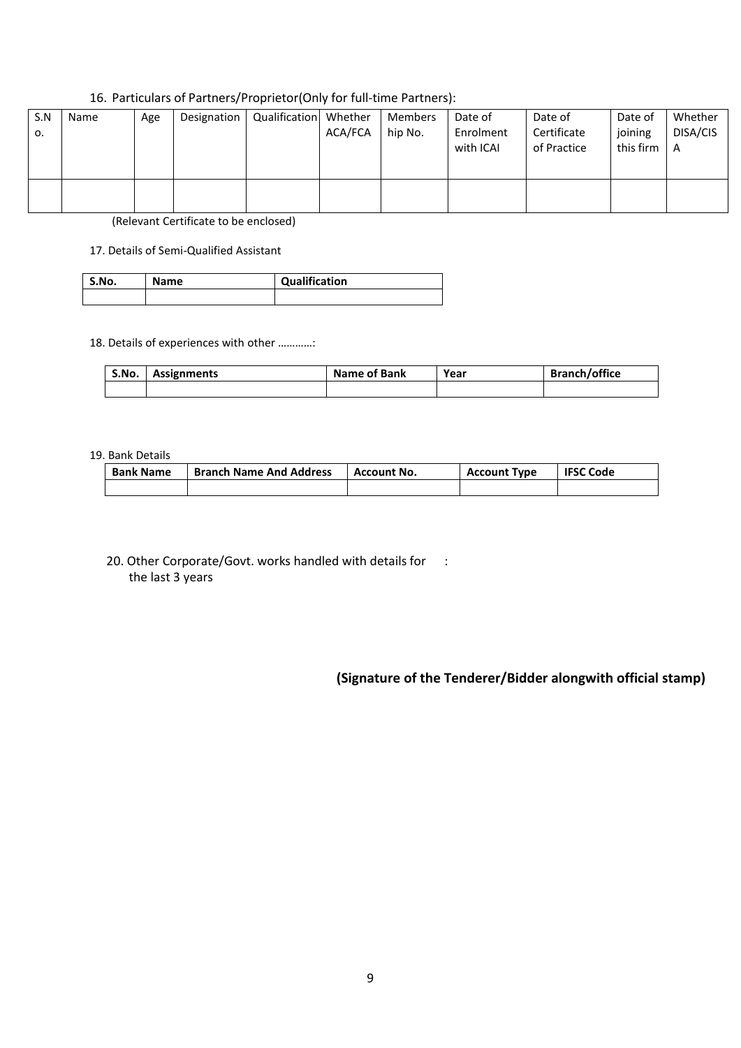16. Particulars of Partners/Proprietor(Only for full-time Partners):

| S.No. | Name | Age | Designation | Qualification | Whether ACA/FCA | Membership No. | Date of Enrolment with ICAI | Date of Certificate of Practice | Date of joining this firm | Whether DISA/CISA |
|---|---|---|---|---|---|---|---|---|---|---|
| | | | | | | | | | | |

(Relevant Certificate to be enclosed)

17. Details of Semi-Qualified Assistant

| **S.No.** | **Name** | **Qualification** |
|---|---|---|
| | | |

18. Details of experiences with other …………:

| **S.No.** | **Assignments** | **Name of Bank** | **Year** | **Branch/office** |
|---|---|---|---|---|
| | | | | |

19. Bank Details

| **Bank Name** | **Branch Name And Address** | **Account No.** | **Account Type** | **IFSC Code** |
|---|---|---|---|---|
| | | | | |

20. Other Corporate/Govt. works handled with details for the last 3 years :

**(Signature of the Tenderer/Bidder alongwith official stamp)**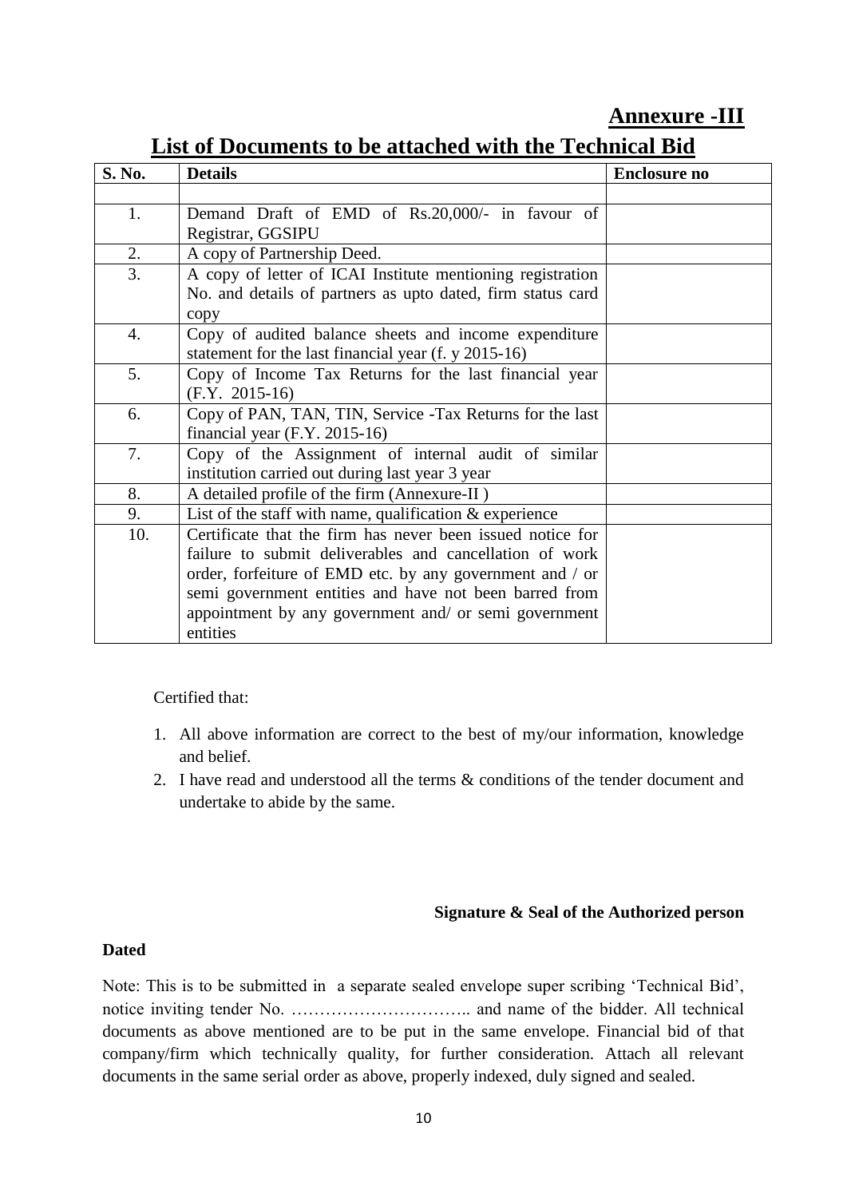## Annexure -III

# List of Documents to be attached with the Technical Bid

| S. No. | Details | Enclosure no |
|---|---|---|
| | | |
| 1. | Demand Draft of EMD of Rs.20,000/- in favour of Registrar, GGSIPU | |
| 2. | A copy of Partnership Deed. | |
| 3. | A copy of letter of ICAI Institute mentioning registration No. and details of partners as upto dated, firm status card copy | |
| 4. | Copy of audited balance sheets and income expenditure statement for the last financial year (f. y 2015-16) | |
| 5. | Copy of Income Tax Returns for the last financial year (F.Y. 2015-16) | |
| 6. | Copy of PAN, TAN, TIN, Service -Tax Returns for the last financial year (F.Y. 2015-16) | |
| 7. | Copy of the Assignment of internal audit of similar institution carried out during last year 3 year | |
| 8. | A detailed profile of the firm (Annexure-II ) | |
| 9. | List of the staff with name, qualification & experience | |
| 10. | Certificate that the firm has never been issued notice for failure to submit deliverables and cancellation of work order, forfeiture of EMD etc. by any government and / or semi government entities and have not been barred from appointment by any government and/ or semi government entities | |

Certified that:

1. All above information are correct to the best of my/our information, knowledge and belief.
2. I have read and understood all the terms & conditions of the tender document and undertake to abide by the same.

**Signature & Seal of the Authorized person**

**Dated**

Note: This is to be submitted in a separate sealed envelope super scribing 'Technical Bid', notice inviting tender No. ………………………….. and name of the bidder. All technical documents as above mentioned are to be put in the same envelope. Financial bid of that company/firm which technically quality, for further consideration. Attach all relevant documents in the same serial order as above, properly indexed, duly signed and sealed.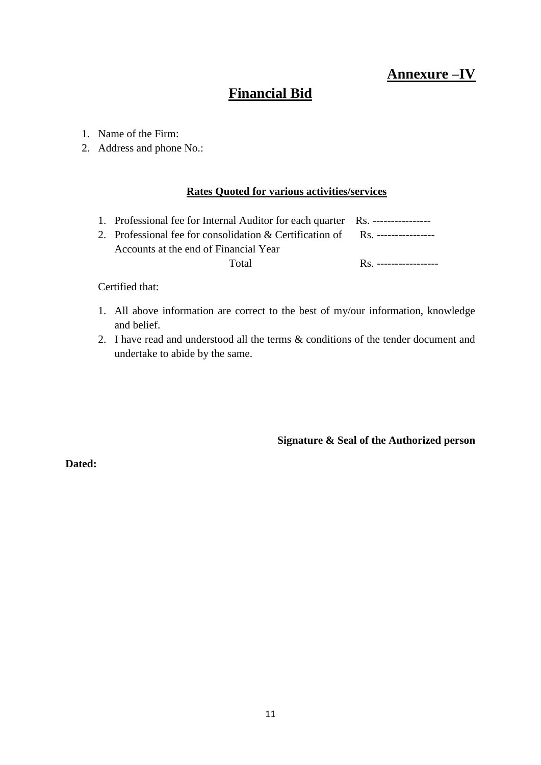**Annexure –IV**

# Financial Bid

1. Name of the Firm:
2. Address and phone No.:

**Rates Quoted for various activities/services**

| | | |
|---|---|---|
| 1. | Professional fee for Internal Auditor for each quarter | Rs. ---------------- |
| 2. | Professional fee for consolidation & Certification of Accounts at the end of Financial Year | Rs. ---------------- |
| | Total | Rs. ----------------- |

Certified that:

1. All above information are correct to the best of my/our information, knowledge and belief.
2. I have read and understood all the terms & conditions of the tender document and undertake to abide by the same.

**Signature & Seal of the Authorized person**

**Dated:**